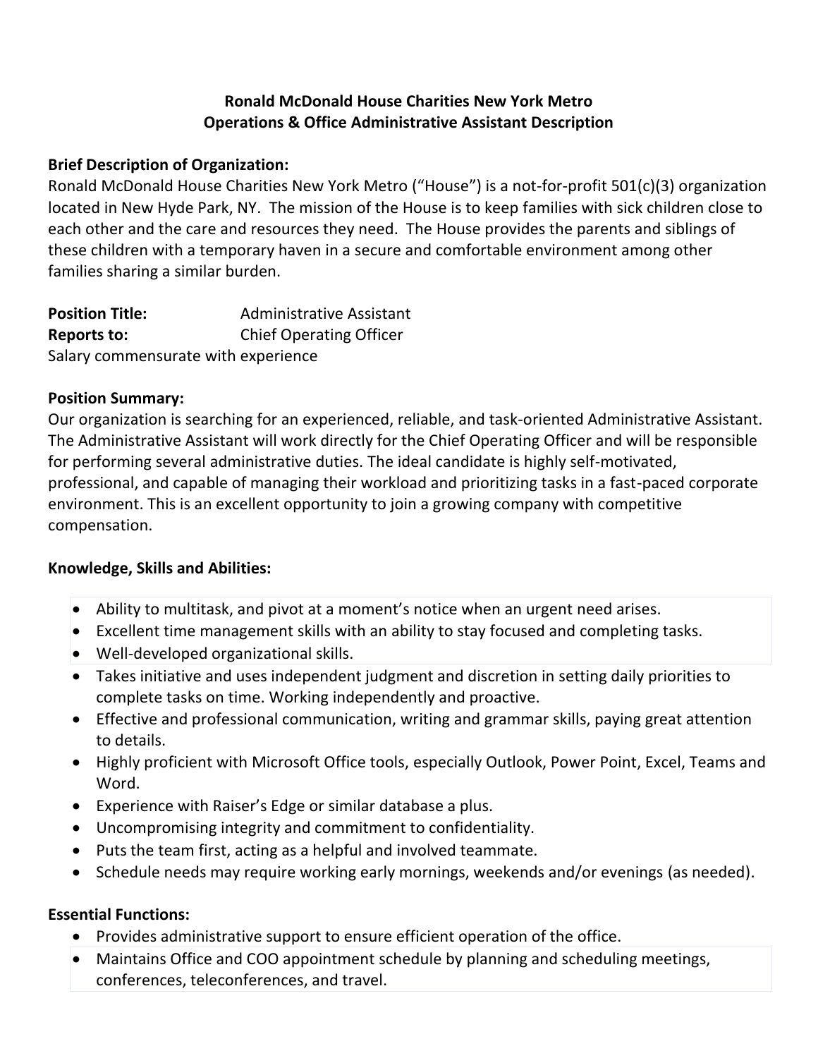**Ronald McDonald House Charities New York Metro**
**Operations & Office Administrative Assistant Description**

**Brief Description of Organization:**
Ronald McDonald House Charities New York Metro ("House") is a not-for-profit 501(c)(3) organization located in New Hyde Park, NY. The mission of the House is to keep families with sick children close to each other and the care and resources they need. The House provides the parents and siblings of these children with a temporary haven in a secure and comfortable environment among other families sharing a similar burden.

**Position Title:** Administrative Assistant
**Reports to:** Chief Operating Officer
Salary commensurate with experience

**Position Summary:**
Our organization is searching for an experienced, reliable, and task-oriented Administrative Assistant. The Administrative Assistant will work directly for the Chief Operating Officer and will be responsible for performing several administrative duties. The ideal candidate is highly self-motivated, professional, and capable of managing their workload and prioritizing tasks in a fast-paced corporate environment. This is an excellent opportunity to join a growing company with competitive compensation.

**Knowledge, Skills and Abilities:**

- Ability to multitask, and pivot at a moment's notice when an urgent need arises.
- Excellent time management skills with an ability to stay focused and completing tasks.
- Well-developed organizational skills.
- Takes initiative and uses independent judgment and discretion in setting daily priorities to complete tasks on time. Working independently and proactive.
- Effective and professional communication, writing and grammar skills, paying great attention to details.
- Highly proficient with Microsoft Office tools, especially Outlook, Power Point, Excel, Teams and Word.
- Experience with Raiser's Edge or similar database a plus.
- Uncompromising integrity and commitment to confidentiality.
- Puts the team first, acting as a helpful and involved teammate.
- Schedule needs may require working early mornings, weekends and/or evenings (as needed).

**Essential Functions:**

- Provides administrative support to ensure efficient operation of the office.
- Maintains Office and COO appointment schedule by planning and scheduling meetings, conferences, teleconferences, and travel.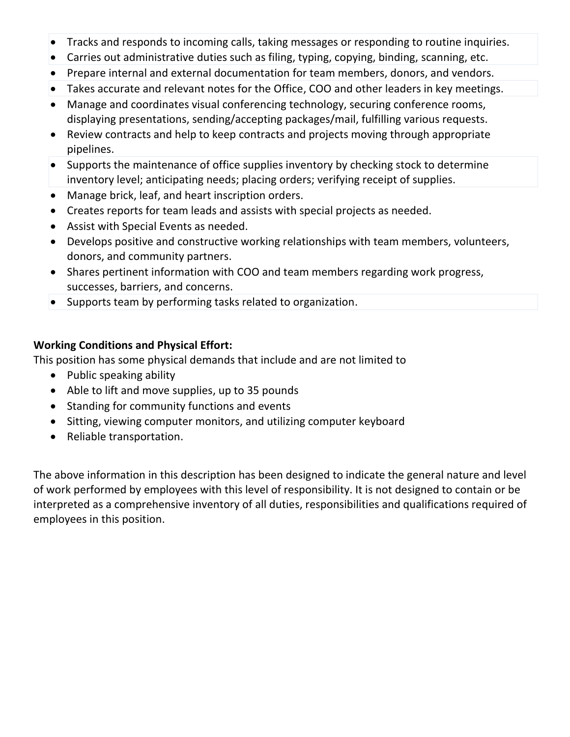- Tracks and responds to incoming calls, taking messages or responding to routine inquiries.
- Carries out administrative duties such as filing, typing, copying, binding, scanning, etc.
- Prepare internal and external documentation for team members, donors, and vendors.
- Takes accurate and relevant notes for the Office, COO and other leaders in key meetings.
- Manage and coordinates visual conferencing technology, securing conference rooms, displaying presentations, sending/accepting packages/mail, fulfilling various requests.
- Review contracts and help to keep contracts and projects moving through appropriate pipelines.
- Supports the maintenance of office supplies inventory by checking stock to determine inventory level; anticipating needs; placing orders; verifying receipt of supplies.
- Manage brick, leaf, and heart inscription orders.
- Creates reports for team leads and assists with special projects as needed.
- Assist with Special Events as needed.
- Develops positive and constructive working relationships with team members, volunteers, donors, and community partners.
- Shares pertinent information with COO and team members regarding work progress, successes, barriers, and concerns.
- Supports team by performing tasks related to organization.

**Working Conditions and Physical Effort:**

This position has some physical demands that include and are not limited to

- Public speaking ability
- Able to lift and move supplies, up to 35 pounds
- Standing for community functions and events
- Sitting, viewing computer monitors, and utilizing computer keyboard
- Reliable transportation.

The above information in this description has been designed to indicate the general nature and level of work performed by employees with this level of responsibility. It is not designed to contain or be interpreted as a comprehensive inventory of all duties, responsibilities and qualifications required of employees in this position.